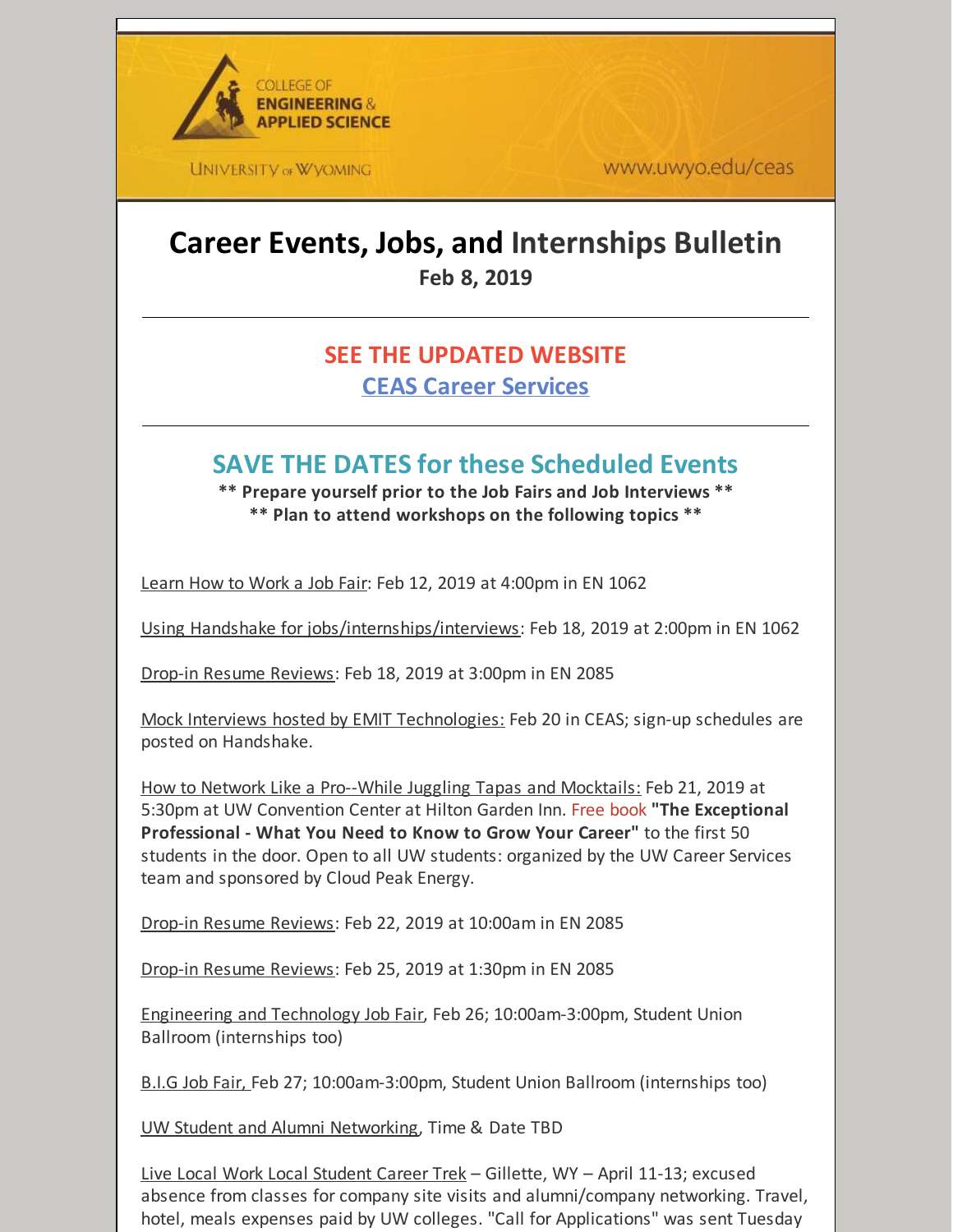COLLEGE OF **ENGINEERING & APPLIED SCIENCE**

UNIVERSITY of WYOMING

www.uwyo.edu/ceas

# Career Events, Jobs, and Internships Bulletin

**Feb 8, 2019**

---

## SEE THE UPDATED WEBSITE

## CEAS Career Services

---

## SAVE THE DATES for these Scheduled Events

**\** Prepare yourself prior to the Job Fairs and Job Interviews \*\***

**\** Plan to attend workshops on the following topics \*\***

Learn How to Work a Job Fair: Feb 12, 2019 at 4:00pm in EN 1062

Using Handshake for jobs/internships/interviews: Feb 18, 2019 at 2:00pm in EN 1062

Drop-in Resume Reviews: Feb 18, 2019 at 3:00pm in EN 2085

Mock Interviews hosted by EMIT Technologies: Feb 20 in CEAS; sign-up schedules are posted on Handshake.

How to Network Like a Pro--While Juggling Tapas and Mocktails: Feb 21, 2019 at 5:30pm at UW Convention Center at Hilton Garden Inn. Free book **"The Exceptional Professional - What You Need to Know to Grow Your Career"** to the first 50 students in the door. Open to all UW students: organized by the UW Career Services team and sponsored by Cloud Peak Energy.

Drop-in Resume Reviews: Feb 22, 2019 at 10:00am in EN 2085

Drop-in Resume Reviews: Feb 25, 2019 at 1:30pm in EN 2085

Engineering and Technology Job Fair, Feb 26; 10:00am-3:00pm, Student Union Ballroom (internships too)

B.I.G Job Fair, Feb 27; 10:00am-3:00pm, Student Union Ballroom (internships too)

UW Student and Alumni Networking, Time & Date TBD

Live Local Work Local Student Career Trek – Gillette, WY – April 11-13; excused absence from classes for company site visits and alumni/company networking. Travel, hotel, meals expenses paid by UW colleges. "Call for Applications" was sent Tuesday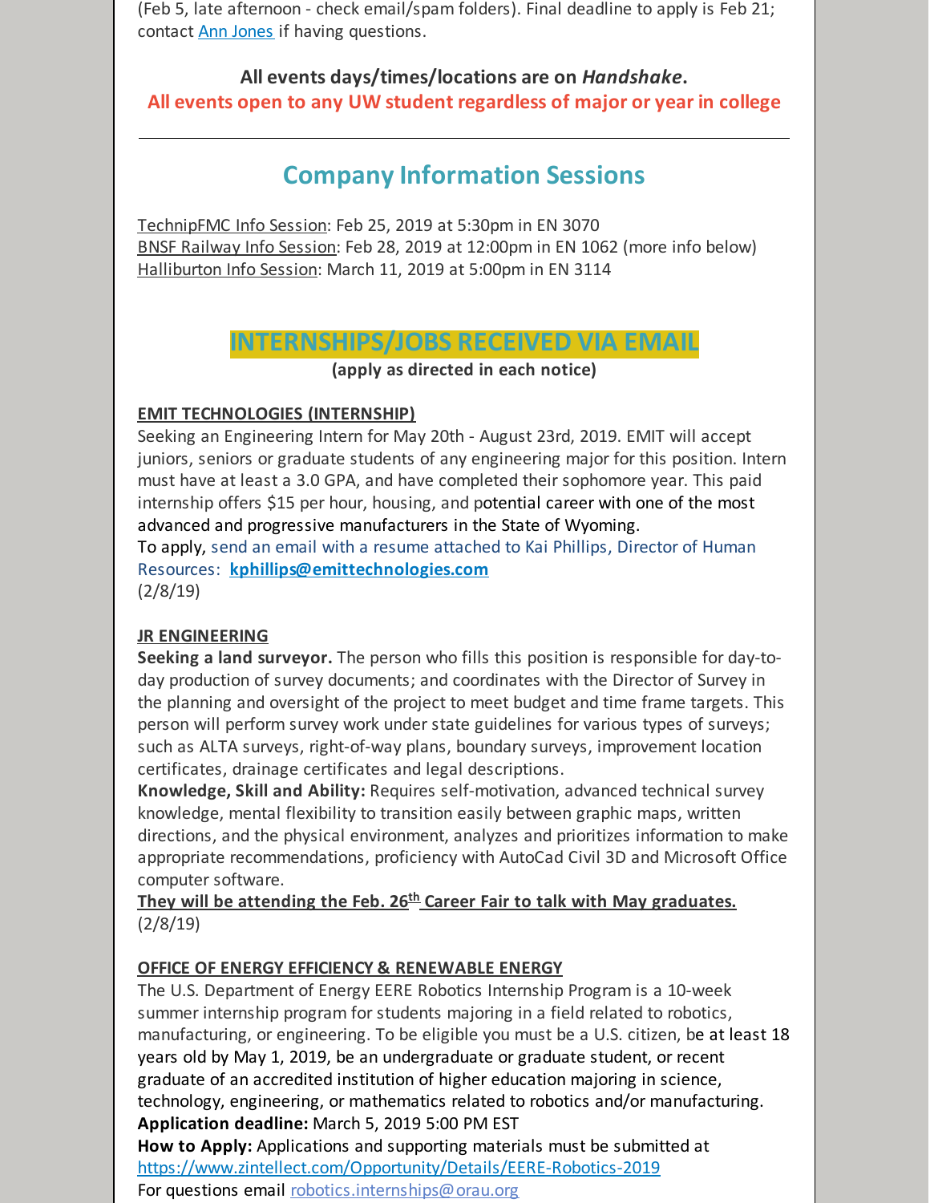(Feb 5, late afternoon - check email/spam folders). Final deadline to apply is Feb 21; contact Ann Jones if having questions.

**All events days/times/locations are on *Handshake*.**
**All events open to any UW student regardless of major or year in college**

---

## Company Information Sessions

TechnipFMC Info Session: Feb 25, 2019 at 5:30pm in EN 3070
BNSF Railway Info Session: Feb 28, 2019 at 12:00pm in EN 1062 (more info below)
Halliburton Info Session: March 11, 2019 at 5:00pm in EN 3114

## INTERNSHIPS/JOBS RECEIVED VIA EMAIL

**(apply as directed in each notice)**

**EMIT TECHNOLOGIES (INTERNSHIP)**
Seeking an Engineering Intern for May 20th - August 23rd, 2019. EMIT will accept juniors, seniors or graduate students of any engineering major for this position. Intern must have at least a 3.0 GPA, and have completed their sophomore year. This paid internship offers $15 per hour, housing, and potential career with one of the most advanced and progressive manufacturers in the State of Wyoming.
To apply, send an email with a resume attached to Kai Phillips, Director of Human Resources: **kphillips@emittechnologies.com**
(2/8/19)

**JR ENGINEERING**
**Seeking a land surveyor.** The person who fills this position is responsible for day-to-day production of survey documents; and coordinates with the Director of Survey in the planning and oversight of the project to meet budget and time frame targets. This person will perform survey work under state guidelines for various types of surveys; such as ALTA surveys, right-of-way plans, boundary surveys, improvement location certificates, drainage certificates and legal descriptions.
**Knowledge, Skill and Ability:** Requires self-motivation, advanced technical survey knowledge, mental flexibility to transition easily between graphic maps, written directions, and the physical environment, analyzes and prioritizes information to make appropriate recommendations, proficiency with AutoCad Civil 3D and Microsoft Office computer software.
**They will be attending the Feb. 26th Career Fair to talk with May graduates.**
(2/8/19)

**OFFICE OF ENERGY EFFICIENCY & RENEWABLE ENERGY**
The U.S. Department of Energy EERE Robotics Internship Program is a 10-week summer internship program for students majoring in a field related to robotics, manufacturing, or engineering. To be eligible you must be a U.S. citizen, be at least 18 years old by May 1, 2019, be an undergraduate or graduate student, or recent graduate of an accredited institution of higher education majoring in science, technology, engineering, or mathematics related to robotics and/or manufacturing.
**Application deadline:** March 5, 2019 5:00 PM EST
**How to Apply:** Applications and supporting materials must be submitted at https://www.zintellect.com/Opportunity/Details/EERE-Robotics-2019
For questions email robotics.internships@orau.org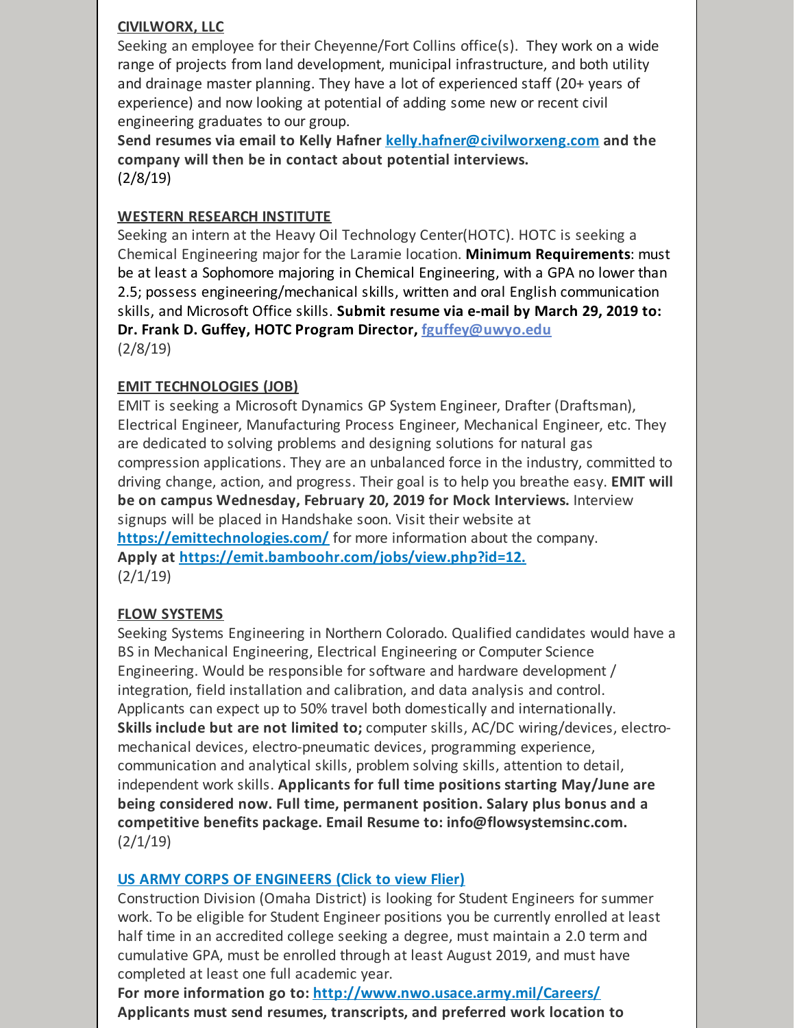**CIVILWORX, LLC**

Seeking an employee for their Cheyenne/Fort Collins office(s). They work on a wide range of projects from land development, municipal infrastructure, and both utility and drainage master planning. They have a lot of experienced staff (20+ years of experience) and now looking at potential of adding some new or recent civil engineering graduates to our group.

**Send resumes via email to Kelly Hafner kelly.hafner@civilworxeng.com and the company will then be in contact about potential interviews.**

(2/8/19)

**WESTERN RESEARCH INSTITUTE**

Seeking an intern at the Heavy Oil Technology Center(HOTC). HOTC is seeking a Chemical Engineering major for the Laramie location. **Minimum Requirements**: must be at least a Sophomore majoring in Chemical Engineering, with a GPA no lower than 2.5; possess engineering/mechanical skills, written and oral English communication skills, and Microsoft Office skills. **Submit resume via e-mail by March 29, 2019 to: Dr. Frank D. Guffey, HOTC Program Director, fguffey@uwyo.edu**

(2/8/19)

**EMIT TECHNOLOGIES (JOB)**

EMIT is seeking a Microsoft Dynamics GP System Engineer, Drafter (Draftsman), Electrical Engineer, Manufacturing Process Engineer, Mechanical Engineer, etc. They are dedicated to solving problems and designing solutions for natural gas compression applications. They are an unbalanced force in the industry, committed to driving change, action, and progress. Their goal is to help you breathe easy. **EMIT will be on campus Wednesday, February 20, 2019 for Mock Interviews.** Interview signups will be placed in Handshake soon. Visit their website at **https://emittechnologies.com/** for more information about the company.

**Apply at https://emit.bamboohr.com/jobs/view.php?id=12.**

(2/1/19)

**FLOW SYSTEMS**

Seeking Systems Engineering in Northern Colorado. Qualified candidates would have a BS in Mechanical Engineering, Electrical Engineering or Computer Science Engineering. Would be responsible for software and hardware development / integration, field installation and calibration, and data analysis and control. Applicants can expect up to 50% travel both domestically and internationally. **Skills include but are not limited to;** computer skills, AC/DC wiring/devices, electro-mechanical devices, electro-pneumatic devices, programming experience, communication and analytical skills, problem solving skills, attention to detail, independent work skills. **Applicants for full time positions starting May/June are being considered now. Full time, permanent position. Salary plus bonus and a competitive benefits package. Email Resume to: info@flowsystemsinc.com.**

(2/1/19)

**US ARMY CORPS OF ENGINEERS (Click to view Flier)**

Construction Division (Omaha District) is looking for Student Engineers for summer work. To be eligible for Student Engineer positions you be currently enrolled at least half time in an accredited college seeking a degree, must maintain a 2.0 term and cumulative GPA, must be enrolled through at least August 2019, and must have completed at least one full academic year.

**For more information go to: http://www.nwo.usace.army.mil/Careers/**

**Applicants must send resumes, transcripts, and preferred work location to**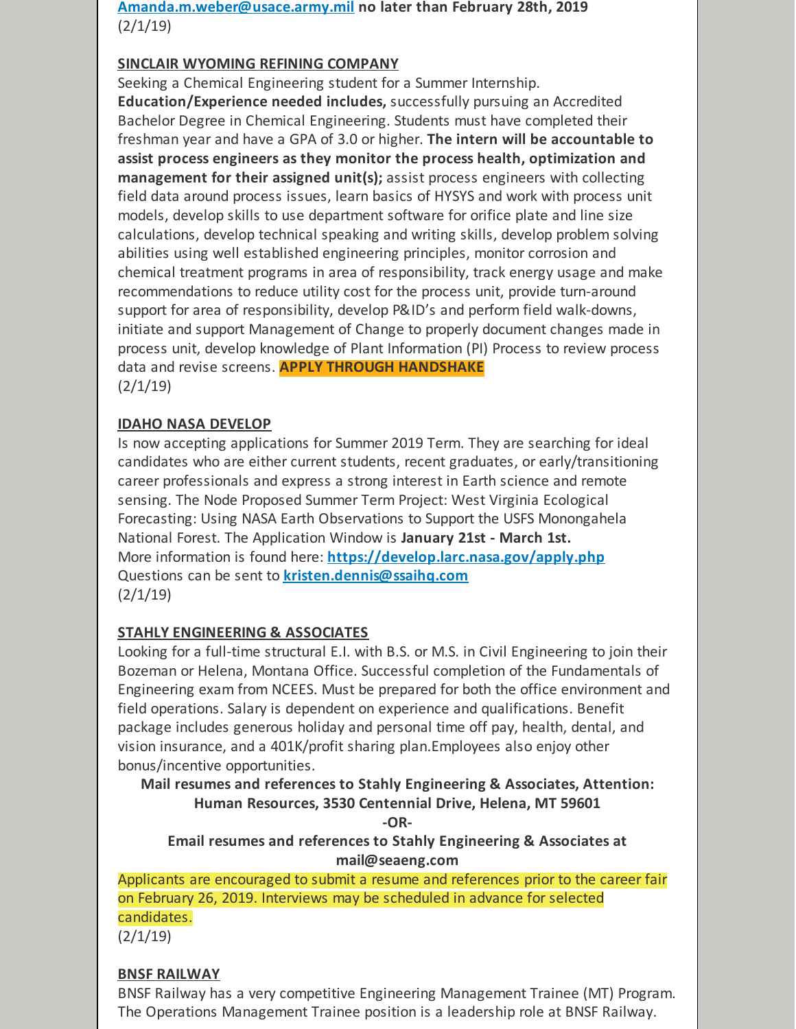**Amanda.m.weber@usace.army.mil no later than February 28th, 2019**
(2/1/19)

**SINCLAIR WYOMING REFINING COMPANY**

Seeking a Chemical Engineering student for a Summer Internship. **Education/Experience needed includes,** successfully pursuing an Accredited Bachelor Degree in Chemical Engineering. Students must have completed their freshman year and have a GPA of 3.0 or higher. **The intern will be accountable to assist process engineers as they monitor the process health, optimization and management for their assigned unit(s);** assist process engineers with collecting field data around process issues, learn basics of HYSYS and work with process unit models, develop skills to use department software for orifice plate and line size calculations, develop technical speaking and writing skills, develop problem solving abilities using well established engineering principles, monitor corrosion and chemical treatment programs in area of responsibility, track energy usage and make recommendations to reduce utility cost for the process unit, provide turn-around support for area of responsibility, develop P&ID's and perform field walk-downs, initiate and support Management of Change to properly document changes made in process unit, develop knowledge of Plant Information (PI) Process to review process data and revise screens. **APPLY THROUGH HANDSHAKE**
(2/1/19)

**IDAHO NASA DEVELOP**

Is now accepting applications for Summer 2019 Term. They are searching for ideal candidates who are either current students, recent graduates, or early/transitioning career professionals and express a strong interest in Earth science and remote sensing. The Node Proposed Summer Term Project: West Virginia Ecological Forecasting: Using NASA Earth Observations to Support the USFS Monongahela National Forest. The Application Window is **January 21st - March 1st.**
More information is found here: **https://develop.larc.nasa.gov/apply.php**
Questions can be sent to **kristen.dennis@ssaihq.com**
(2/1/19)

**STAHLY ENGINEERING & ASSOCIATES**

Looking for a full-time structural E.I. with B.S. or M.S. in Civil Engineering to join their Bozeman or Helena, Montana Office. Successful completion of the Fundamentals of Engineering exam from NCEES. Must be prepared for both the office environment and field operations. Salary is dependent on experience and qualifications. Benefit package includes generous holiday and personal time off pay, health, dental, and vision insurance, and a 401K/profit sharing plan.Employees also enjoy other bonus/incentive opportunities.

**Mail resumes and references to Stahly Engineering & Associates, Attention: Human Resources, 3530 Centennial Drive, Helena, MT 59601**

**-OR-**

**Email resumes and references to Stahly Engineering & Associates at mail@seaeng.com**

Applicants are encouraged to submit a resume and references prior to the career fair on February 26, 2019. Interviews may be scheduled in advance for selected candidates.
(2/1/19)

**BNSF RAILWAY**

BNSF Railway has a very competitive Engineering Management Trainee (MT) Program. The Operations Management Trainee position is a leadership role at BNSF Railway.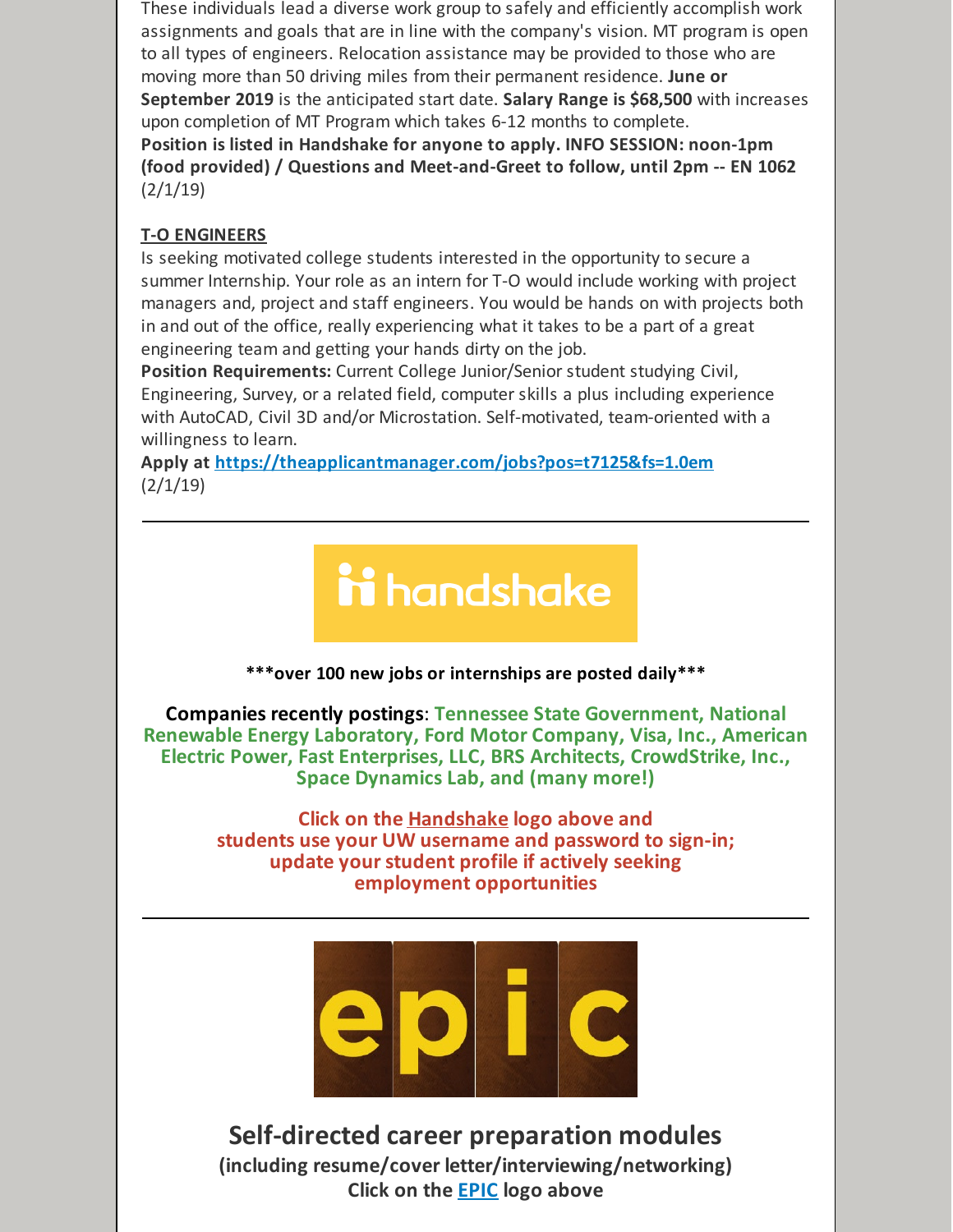These individuals lead a diverse work group to safely and efficiently accomplish work assignments and goals that are in line with the company's vision. MT program is open to all types of engineers. Relocation assistance may be provided to those who are moving more than 50 driving miles from their permanent residence. **June or September 2019** is the anticipated start date. **Salary Range is $68,500** with increases upon completion of MT Program which takes 6-12 months to complete.
**Position is listed in Handshake for anyone to apply. INFO SESSION: noon-1pm (food provided) / Questions and Meet-and-Greet to follow, until 2pm -- EN 1062** (2/1/19)

**T-O ENGINEERS**
Is seeking motivated college students interested in the opportunity to secure a summer Internship. Your role as an intern for T-O would include working with project managers and, project and staff engineers. You would be hands on with projects both in and out of the office, really experiencing what it takes to be a part of a great engineering team and getting your hands dirty on the job.
**Position Requirements:** Current College Junior/Senior student studying Civil, Engineering, Survey, or a related field, computer skills a plus including experience with AutoCAD, Civil 3D and/or Microstation. Self-motivated, team-oriented with a willingness to learn.
**Apply at https://theapplicantmanager.com/jobs?pos=t7125&fs=1.0em**
(2/1/19)

---

handshake

**\*\*\*over 100 new jobs or internships are posted daily\*\*\***

**Companies recently postings: Tennessee State Government, National Renewable Energy Laboratory, Ford Motor Company, Visa, Inc., American Electric Power, Fast Enterprises, LLC, BRS Architects, CrowdStrike, Inc., Space Dynamics Lab, and (many more!)**

**Click on the Handshake logo above and students use your UW username and password to sign-in; update your student profile if actively seeking employment opportunities**

---

epic

## Self-directed career preparation modules

**(including resume/cover letter/interviewing/networking)**
**Click on the EPIC logo above**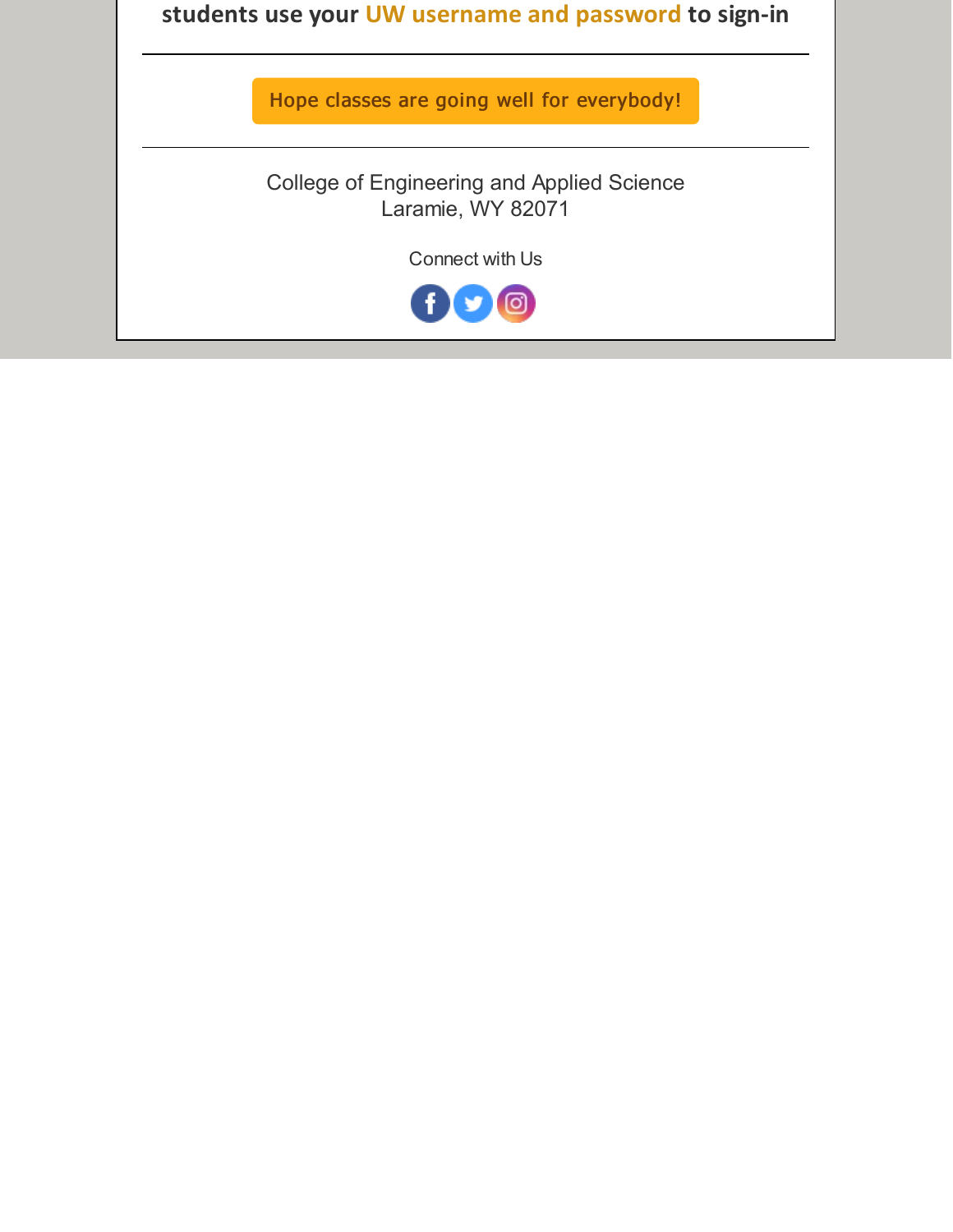**students use your UW username and password to sign-in**

---

Hope classes are going well for everybody!

---

College of Engineering and Applied Science
Laramie, WY 82071

Connect with Us